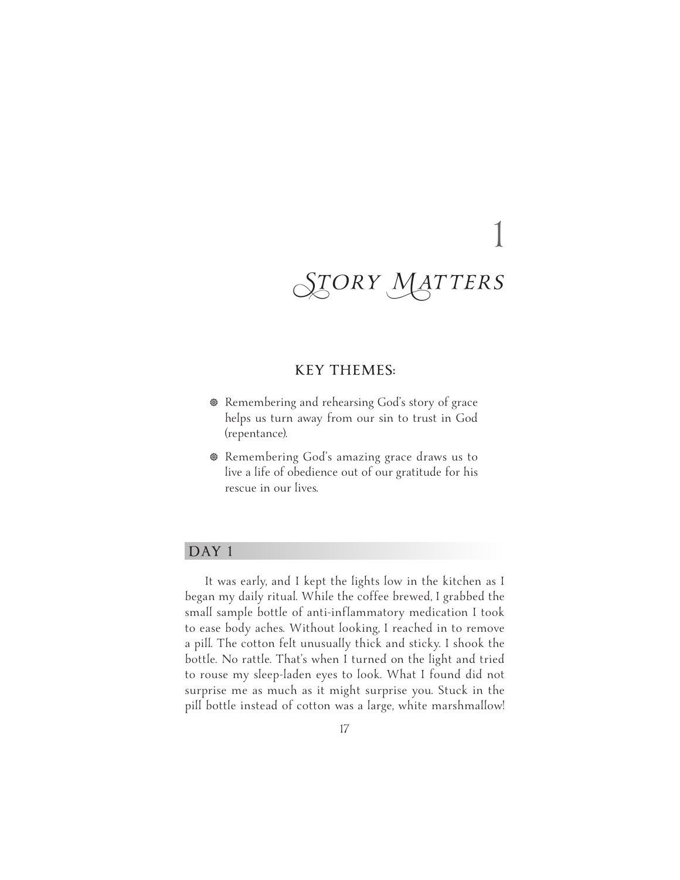# 1

# *Story Matters*

### KEY THEMES:

- Remembering and rehearsing God's story of grace helps us turn away from our sin to trust in God (repentance).
- Remembering God's amazing grace draws us to live a life of obedience out of our gratitude for his rescue in our lives.

## DAY 1

It was early, and I kept the lights low in the kitchen as I began my daily ritual. While the coffee brewed, I grabbed the small sample bottle of anti-inflammatory medication I took to ease body aches. Without looking, I reached in to remove a pill. The cotton felt unusually thick and sticky. I shook the bottle. No rattle. That's when I turned on the light and tried to rouse my sleep-laden eyes to look. What I found did not surprise me as much as it might surprise you. Stuck in the pill bottle instead of cotton was a large, white marshmallow!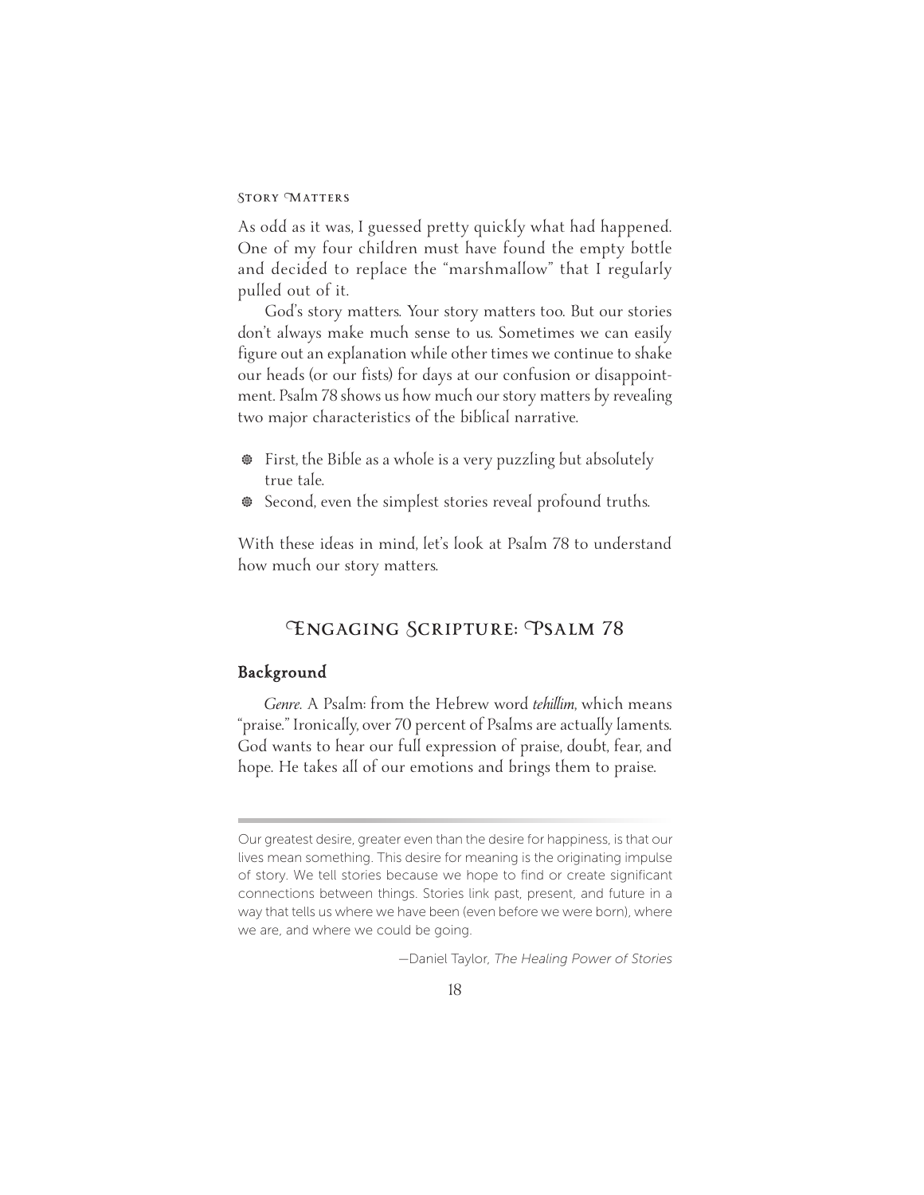As odd as it was, I guessed pretty quickly what had happened. One of my four children must have found the empty bottle and decided to replace the "marshmallow" that I regularly pulled out of it.

God's story matters. Your story matters too. But our stories don't always make much sense to us. Sometimes we can easily figure out an explanation while other times we continue to shake our heads (or our fists) for days at our confusion or disappointment. Psalm 78 shows us how much our story matters by revealing two major characteristics of the biblical narrative.

- First, the Bible as a whole is a very puzzling but absolutely true tale.
- Second, even the simplest stories reveal profound truths.

With these ideas in mind, let's look at Psalm 78 to understand how much our story matters.

## Engaging Scripture: Psalm 78

### Background

*Genre.* A Psalm: from the Hebrew word *tehillim*, which means "praise." Ironically, over 70 percent of Psalms are actually laments. God wants to hear our full expression of praise, doubt, fear, and hope. He takes all of our emotions and brings them to praise.

---

Our greatest desire, greater even than the desire for happiness, is that our lives mean something. This desire for meaning is the originating impulse of story. We tell stories because we hope to find or create significant connections between things. Stories link past, present, and future in a way that tells us where we have been (even before we were born), where we are, and where we could be going.

—Daniel Taylor, *The Healing Power of Stories*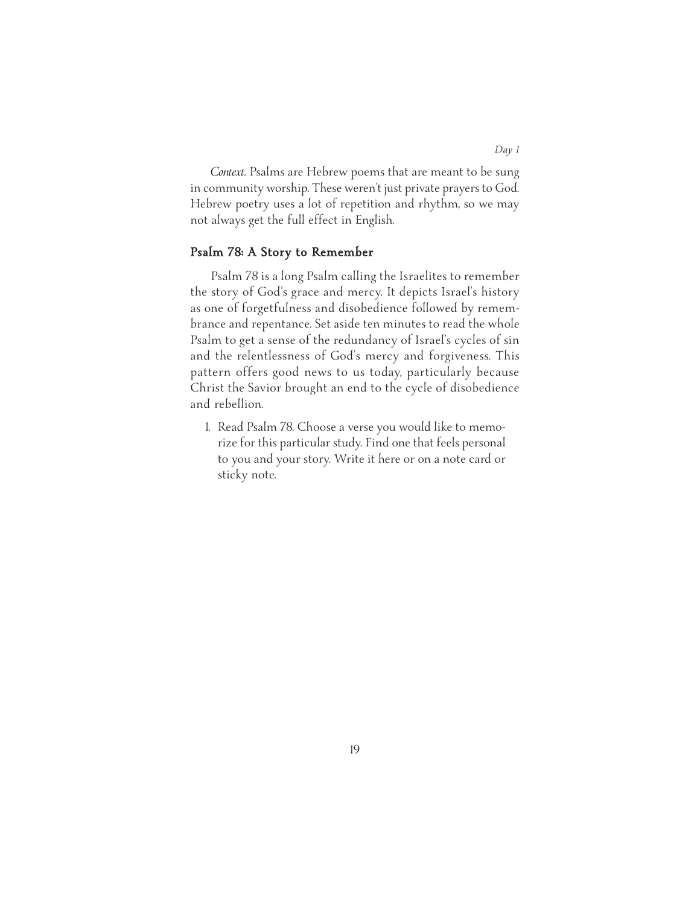*Context.* Psalms are Hebrew poems that are meant to be sung in community worship. These weren't just private prayers to God. Hebrew poetry uses a lot of repetition and rhythm, so we may not always get the full effect in English.

## Psalm 78: A Story to Remember

Psalm 78 is a long Psalm calling the Israelites to remember the story of God's grace and mercy. It depicts Israel's history as one of forgetfulness and disobedience followed by remembrance and repentance. Set aside ten minutes to read the whole Psalm to get a sense of the redundancy of Israel's cycles of sin and the relentlessness of God's mercy and forgiveness. This pattern offers good news to us today, particularly because Christ the Savior brought an end to the cycle of disobedience and rebellion.

1. Read Psalm 78. Choose a verse you would like to memorize for this particular study. Find one that feels personal to you and your story. Write it here or on a note card or sticky note.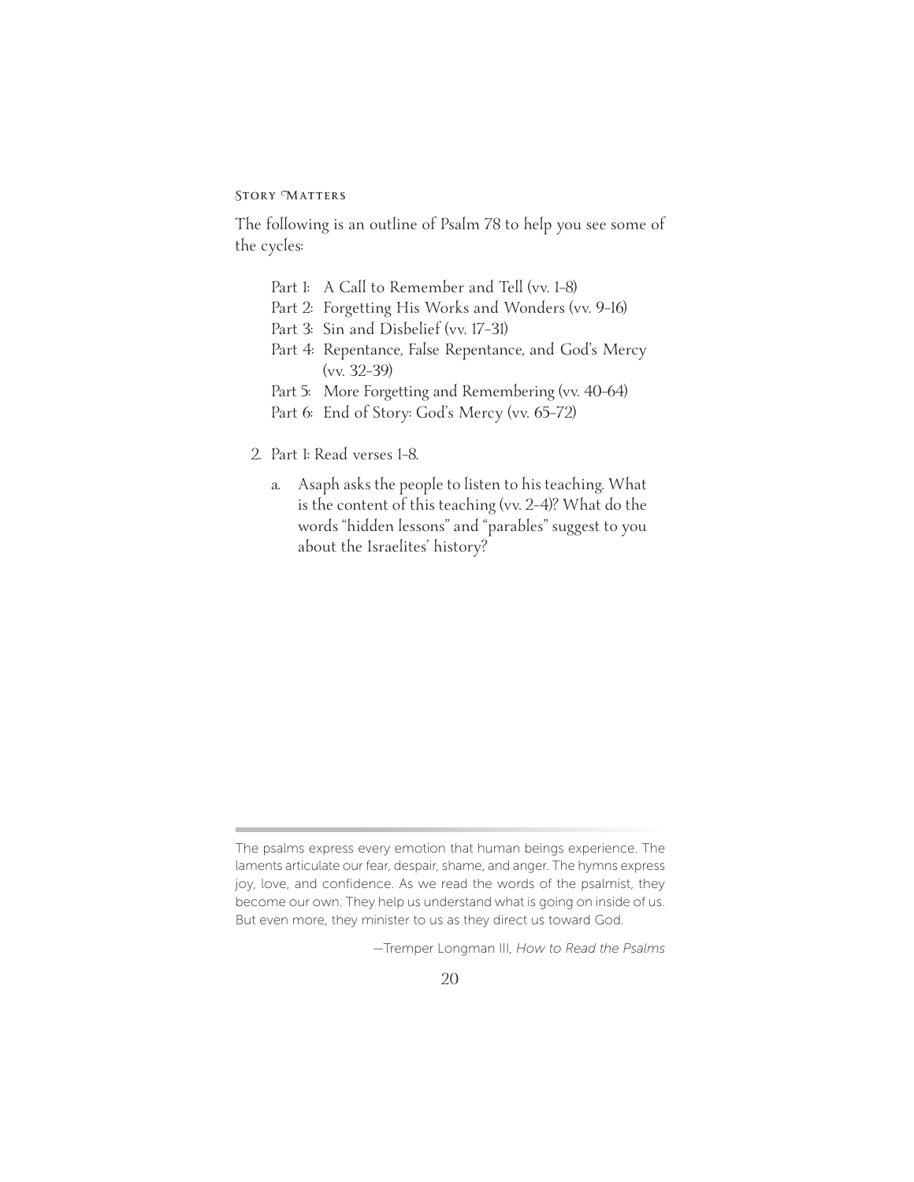The following is an outline of Psalm 78 to help you see some of the cycles:

- Part 1: A Call to Remember and Tell (vv. 1–8)
- Part 2: Forgetting His Works and Wonders (vv. 9–16)
- Part 3: Sin and Disbelief (vv. 17–31)
- Part 4: Repentance, False Repentance, and God's Mercy (vv. 32–39)
- Part 5: More Forgetting and Remembering (vv. 40–64)
- Part 6: End of Story: God's Mercy (vv. 65–72)

2. Part 1: Read verses 1–8.

   a. Asaph asks the people to listen to his teaching. What is the content of this teaching (vv. 2–4)? What do the words "hidden lessons" and "parables" suggest to you about the Israelites' history?

---

The psalms express every emotion that human beings experience. The laments articulate our fear, despair, shame, and anger. The hymns express joy, love, and confidence. As we read the words of the psalmist, they become our own. They help us understand what is going on inside of us. But even more, they minister to us as they direct us toward God.

—Tremper Longman III, *How to Read the Psalms*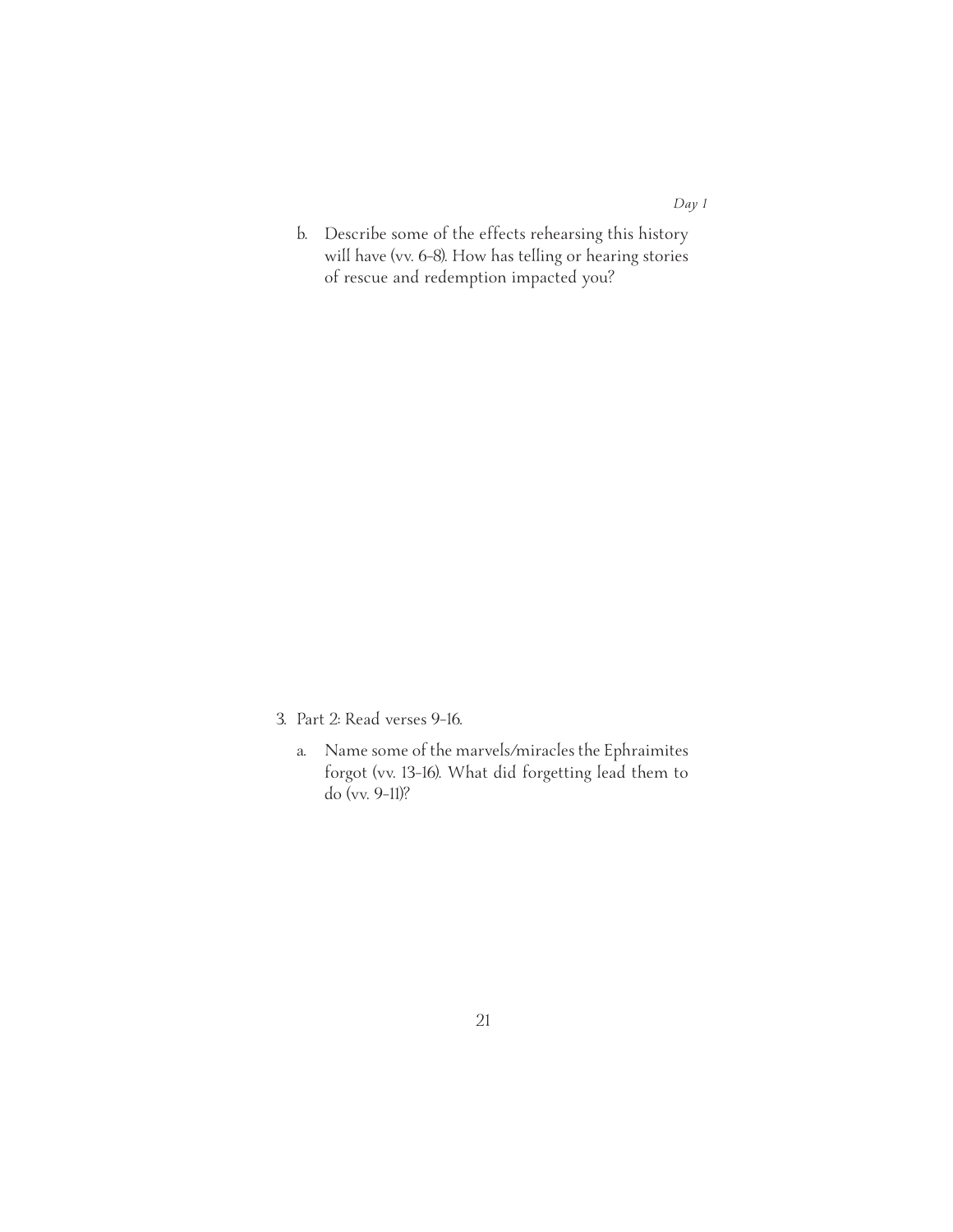b. Describe some of the effects rehearsing this history will have (vv. 6–8). How has telling or hearing stories of rescue and redemption impacted you?

3. Part 2: Read verses 9–16.

   a. Name some of the marvels/miracles the Ephraimites forgot (vv. 13–16). What did forgetting lead them to do (vv. 9–11)?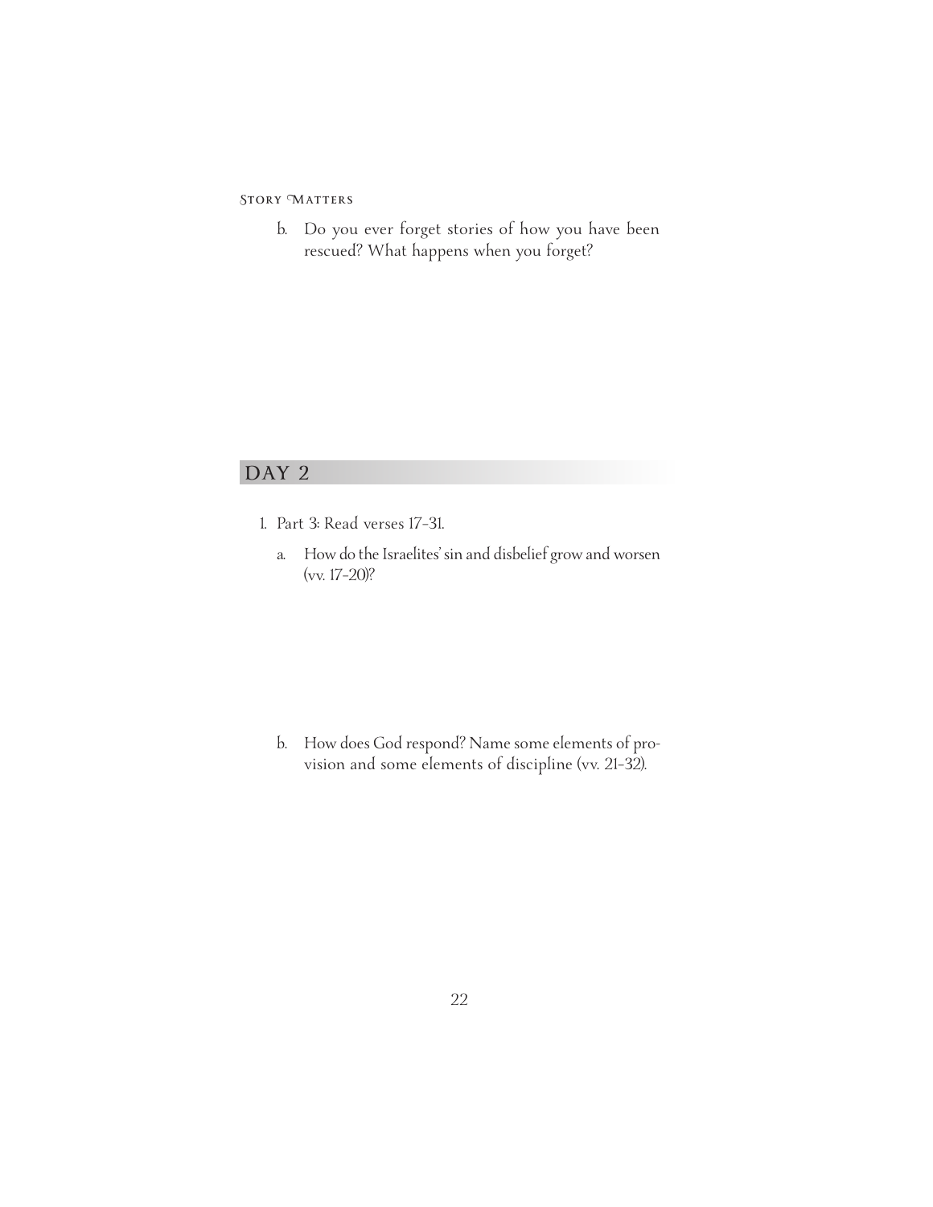b. Do you ever forget stories of how you have been rescued? What happens when you forget?

## DAY 2

1. Part 3: Read verses 17–31.

   a. How do the Israelites' sin and disbelief grow and worsen (vv. 17–20)?

   b. How does God respond? Name some elements of provision and some elements of discipline (vv. 21–32).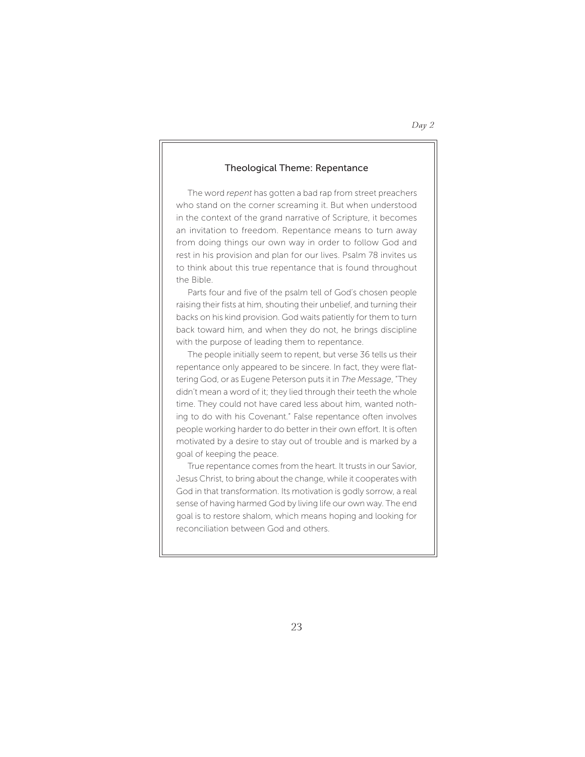## Theological Theme: Repentance

The word *repent* has gotten a bad rap from street preachers who stand on the corner screaming it. But when understood in the context of the grand narrative of Scripture, it becomes an invitation to freedom. Repentance means to turn away from doing things our own way in order to follow God and rest in his provision and plan for our lives. Psalm 78 invites us to think about this true repentance that is found throughout the Bible.

Parts four and five of the psalm tell of God's chosen people raising their fists at him, shouting their unbelief, and turning their backs on his kind provision. God waits patiently for them to turn back toward him, and when they do not, he brings discipline with the purpose of leading them to repentance.

The people initially seem to repent, but verse 36 tells us their repentance only appeared to be sincere. In fact, they were flattering God, or as Eugene Peterson puts it in *The Message*, "They didn't mean a word of it; they lied through their teeth the whole time. They could not have cared less about him, wanted nothing to do with his Covenant." False repentance often involves people working harder to do better in their own effort. It is often motivated by a desire to stay out of trouble and is marked by a goal of keeping the peace.

True repentance comes from the heart. It trusts in our Savior, Jesus Christ, to bring about the change, while it cooperates with God in that transformation. Its motivation is godly sorrow, a real sense of having harmed God by living life our own way. The end goal is to restore shalom, which means hoping and looking for reconciliation between God and others.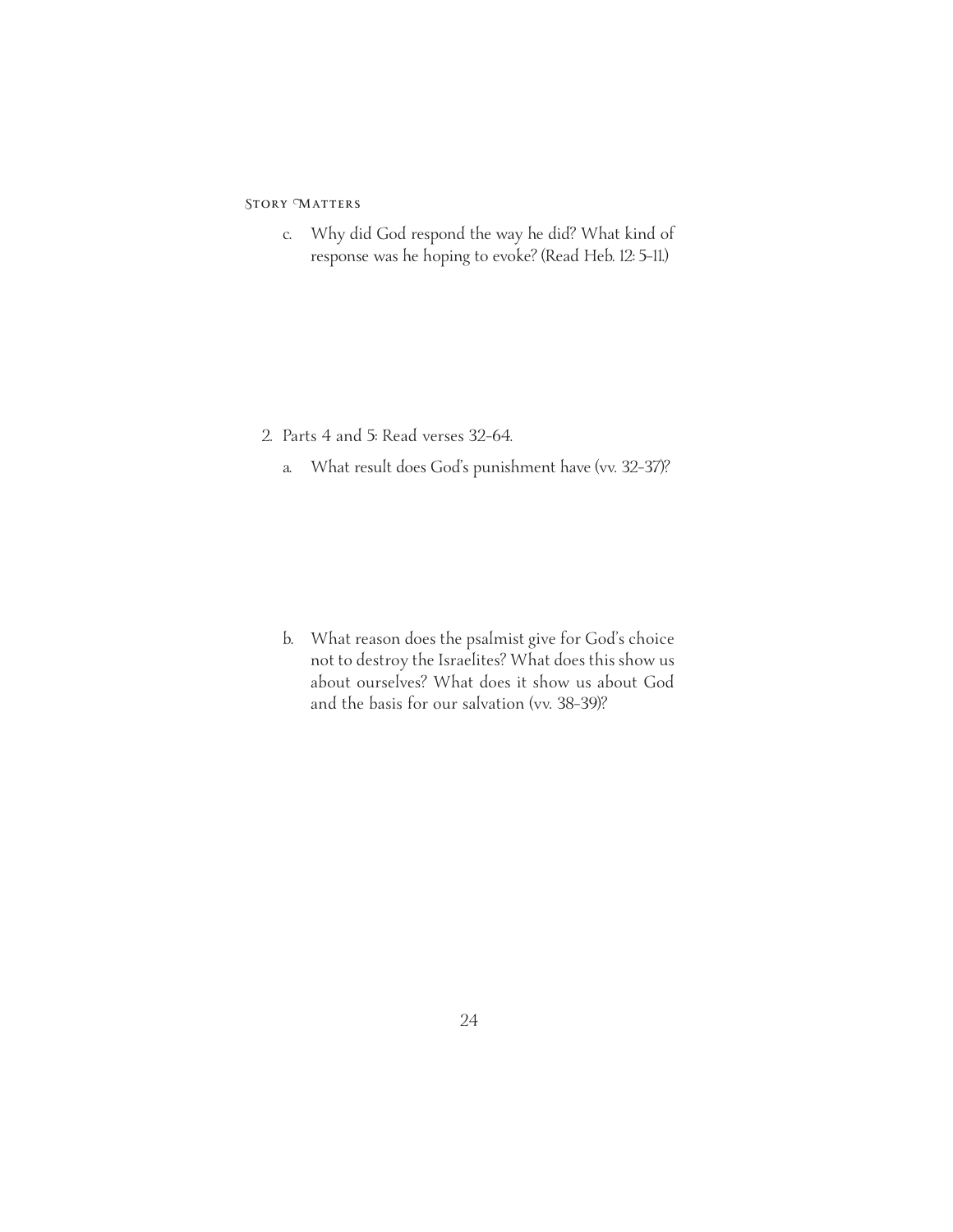c. Why did God respond the way he did? What kind of response was he hoping to evoke? (Read Heb. 12: 5–11.)

2. Parts 4 and 5: Read verses 32–64.

   a. What result does God's punishment have (vv. 32–37)?

   b. What reason does the psalmist give for God's choice not to destroy the Israelites? What does this show us about ourselves? What does it show us about God and the basis for our salvation (vv. 38–39)?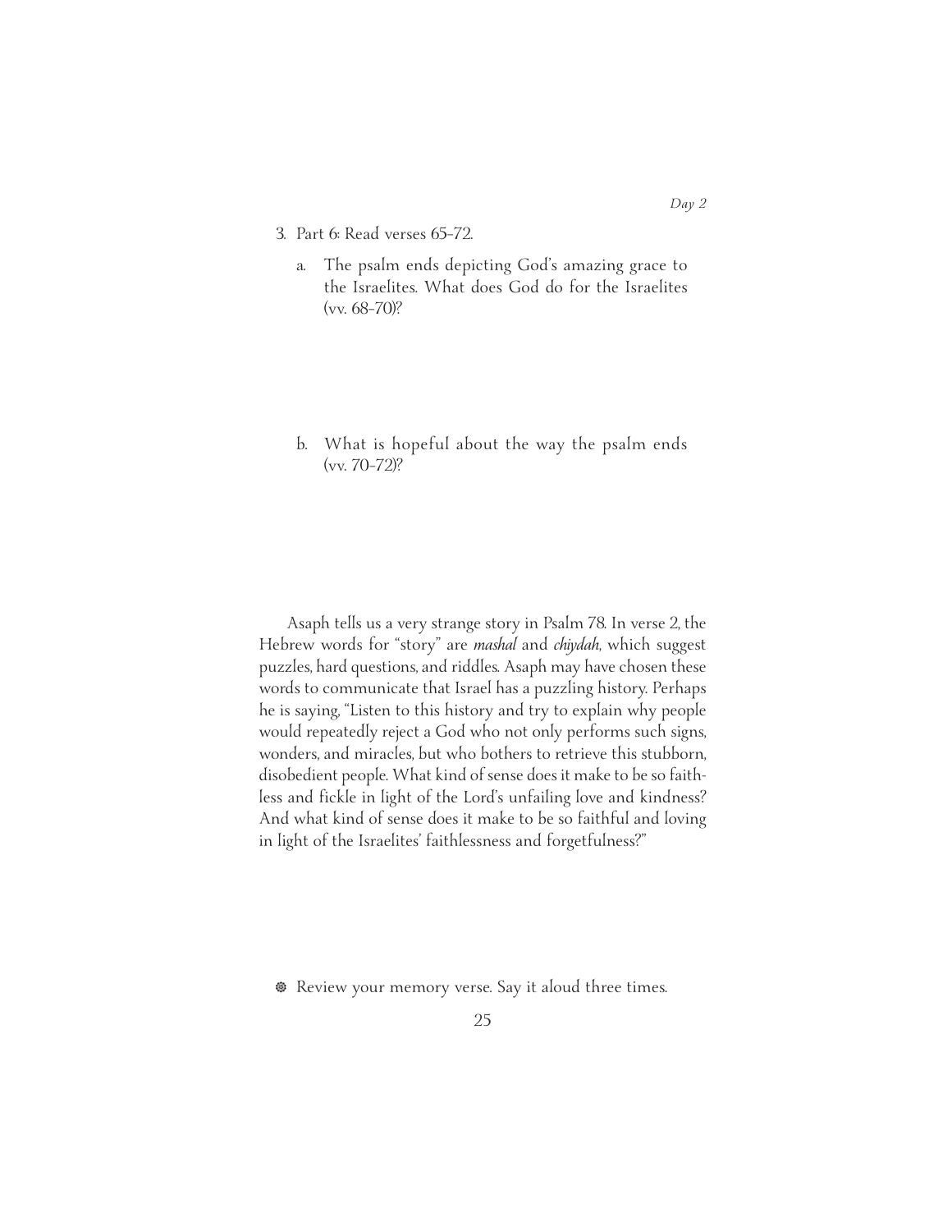3. Part 6: Read verses 65-72.

   a. The psalm ends depicting God's amazing grace to the Israelites. What does God do for the Israelites (vv. 68-70)?

   b. What is hopeful about the way the psalm ends (vv. 70-72)?

Asaph tells us a very strange story in Psalm 78. In verse 2, the Hebrew words for "story" are *mashal* and *chiydah*, which suggest puzzles, hard questions, and riddles. Asaph may have chosen these words to communicate that Israel has a puzzling history. Perhaps he is saying, "Listen to this history and try to explain why people would repeatedly reject a God who not only performs such signs, wonders, and miracles, but who bothers to retrieve this stubborn, disobedient people. What kind of sense does it make to be so faithless and fickle in light of the Lord's unfailing love and kindness? And what kind of sense does it make to be so faithful and loving in light of the Israelites' faithlessness and forgetfulness?"

❁ Review your memory verse. Say it aloud three times.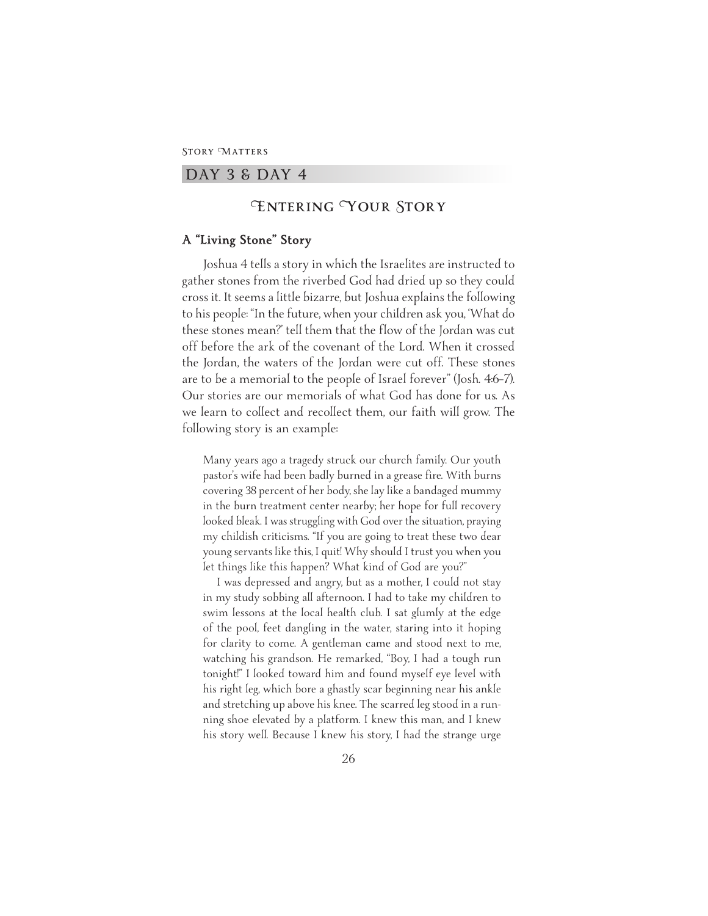## DAY 3 & DAY 4

# Entering Your Story

### A "Living Stone" Story

Joshua 4 tells a story in which the Israelites are instructed to gather stones from the riverbed God had dried up so they could cross it. It seems a little bizarre, but Joshua explains the following to his people: "In the future, when your children ask you, 'What do these stones mean?' tell them that the flow of the Jordan was cut off before the ark of the covenant of the Lord. When it crossed the Jordan, the waters of the Jordan were cut off. These stones are to be a memorial to the people of Israel forever" (Josh. 4:6-7). Our stories are our memorials of what God has done for us. As we learn to collect and recollect them, our faith will grow. The following story is an example:

> Many years ago a tragedy struck our church family. Our youth pastor's wife had been badly burned in a grease fire. With burns covering 38 percent of her body, she lay like a bandaged mummy in the burn treatment center nearby; her hope for full recovery looked bleak. I was struggling with God over the situation, praying my childish criticisms. "If you are going to treat these two dear young servants like this, I quit! Why should I trust you when you let things like this happen? What kind of God are you?"
>
> I was depressed and angry, but as a mother, I could not stay in my study sobbing all afternoon. I had to take my children to swim lessons at the local health club. I sat glumly at the edge of the pool, feet dangling in the water, staring into it hoping for clarity to come. A gentleman came and stood next to me, watching his grandson. He remarked, "Boy, I had a tough run tonight!" I looked toward him and found myself eye level with his right leg, which bore a ghastly scar beginning near his ankle and stretching up above his knee. The scarred leg stood in a running shoe elevated by a platform. I knew this man, and I knew his story well. Because I knew his story, I had the strange urge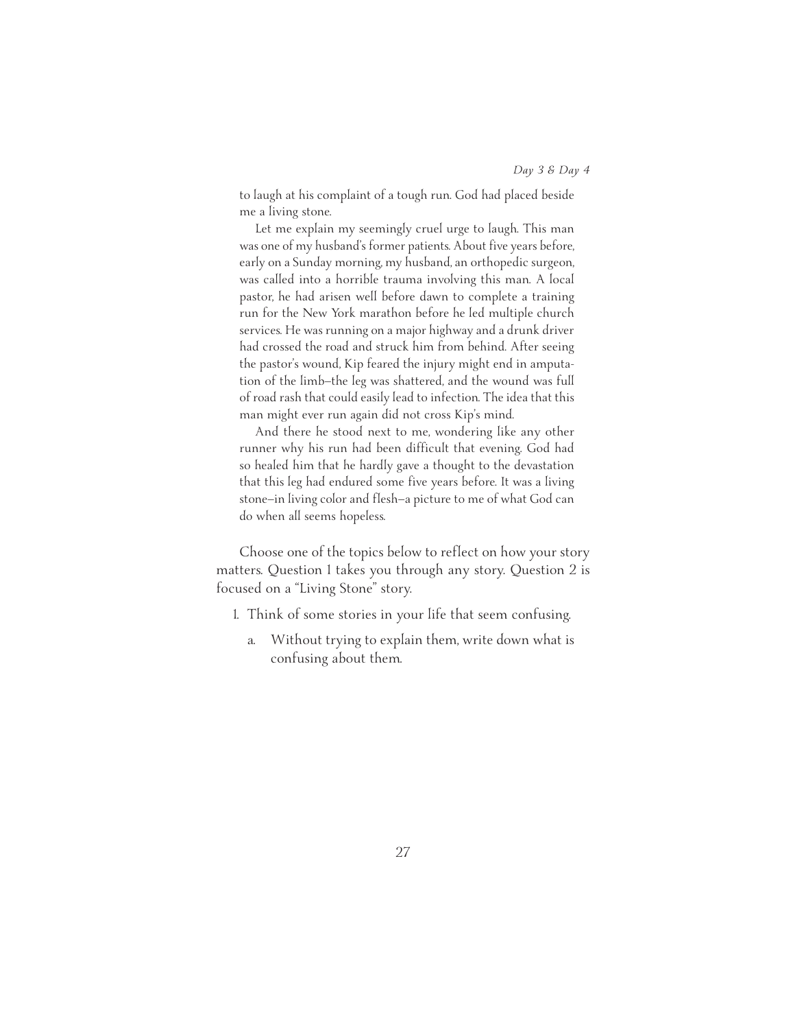to laugh at his complaint of a tough run. God had placed beside me a living stone.

Let me explain my seemingly cruel urge to laugh. This man was one of my husband's former patients. About five years before, early on a Sunday morning, my husband, an orthopedic surgeon, was called into a horrible trauma involving this man. A local pastor, he had arisen well before dawn to complete a training run for the New York marathon before he led multiple church services. He was running on a major highway and a drunk driver had crossed the road and struck him from behind. After seeing the pastor's wound, Kip feared the injury might end in amputation of the limb—the leg was shattered, and the wound was full of road rash that could easily lead to infection. The idea that this man might ever run again did not cross Kip's mind.

And there he stood next to me, wondering like any other runner why his run had been difficult that evening. God had so healed him that he hardly gave a thought to the devastation that this leg had endured some five years before. It was a living stone—in living color and flesh—a picture to me of what God can do when all seems hopeless.

Choose one of the topics below to reflect on how your story matters. Question 1 takes you through any story. Question 2 is focused on a "Living Stone" story.

1. Think of some stories in your life that seem confusing.
   a. Without trying to explain them, write down what is confusing about them.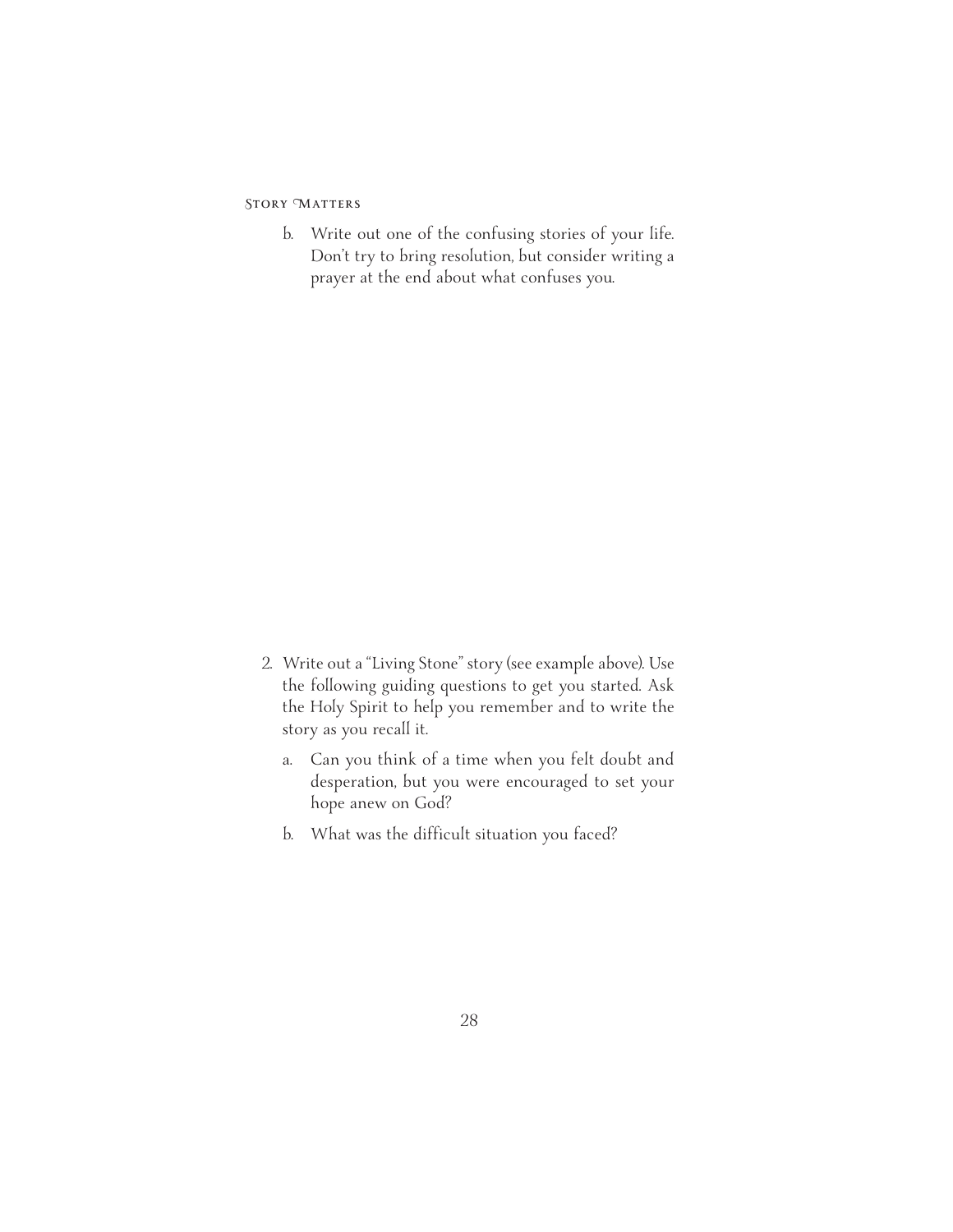b. Write out one of the confusing stories of your life. Don't try to bring resolution, but consider writing a prayer at the end about what confuses you.

2. Write out a "Living Stone" story (see example above). Use the following guiding questions to get you started. Ask the Holy Spirit to help you remember and to write the story as you recall it.

   a. Can you think of a time when you felt doubt and desperation, but you were encouraged to set your hope anew on God?

   b. What was the difficult situation you faced?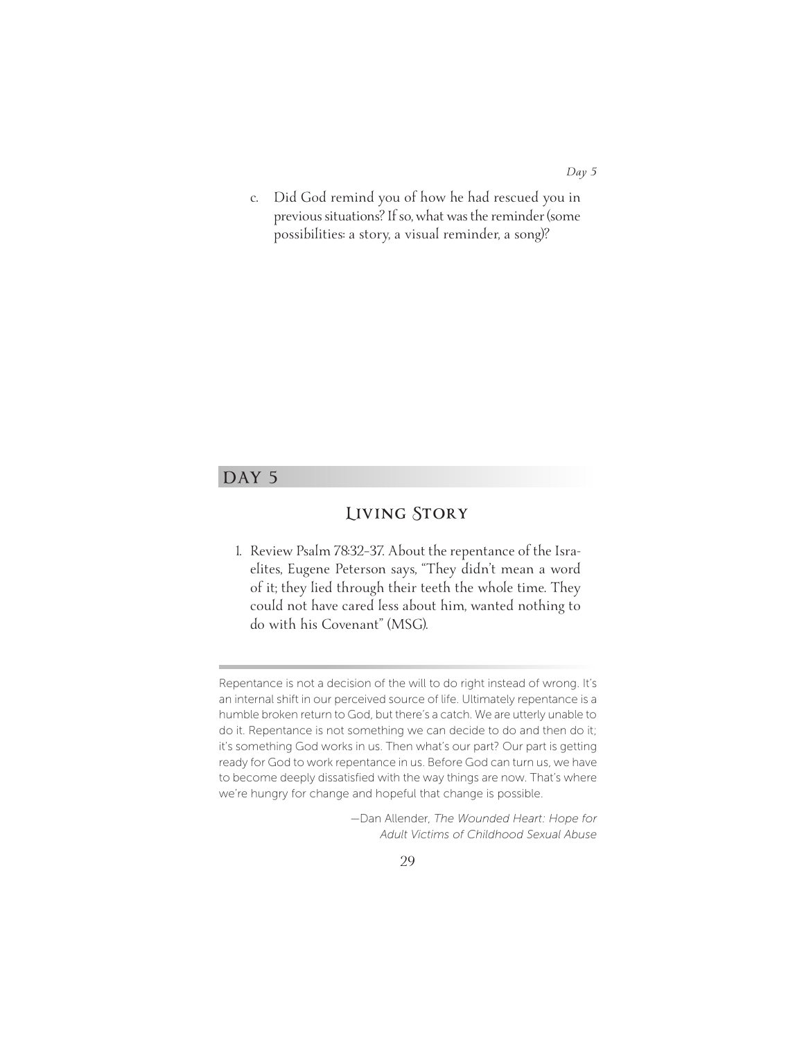c. Did God remind you of how he had rescued you in previous situations? If so, what was the reminder (some possibilities: a story, a visual reminder, a song)?

## DAY 5

### Living Story

1. Review Psalm 78:32–37. About the repentance of the Israelites, Eugene Peterson says, "They didn't mean a word of it; they lied through their teeth the whole time. They could not have cared less about him, wanted nothing to do with his Covenant" (MSG).

---

Repentance is not a decision of the will to do right instead of wrong. It's an internal shift in our perceived source of life. Ultimately repentance is a humble broken return to God, but there's a catch. We are utterly unable to do it. Repentance is not something we can decide to do and then do it; it's something God works in us. Then what's our part? Our part is getting ready for God to work repentance in us. Before God can turn us, we have to become deeply dissatisfied with the way things are now. That's where we're hungry for change and hopeful that change is possible.

—Dan Allender, *The Wounded Heart: Hope for Adult Victims of Childhood Sexual Abuse*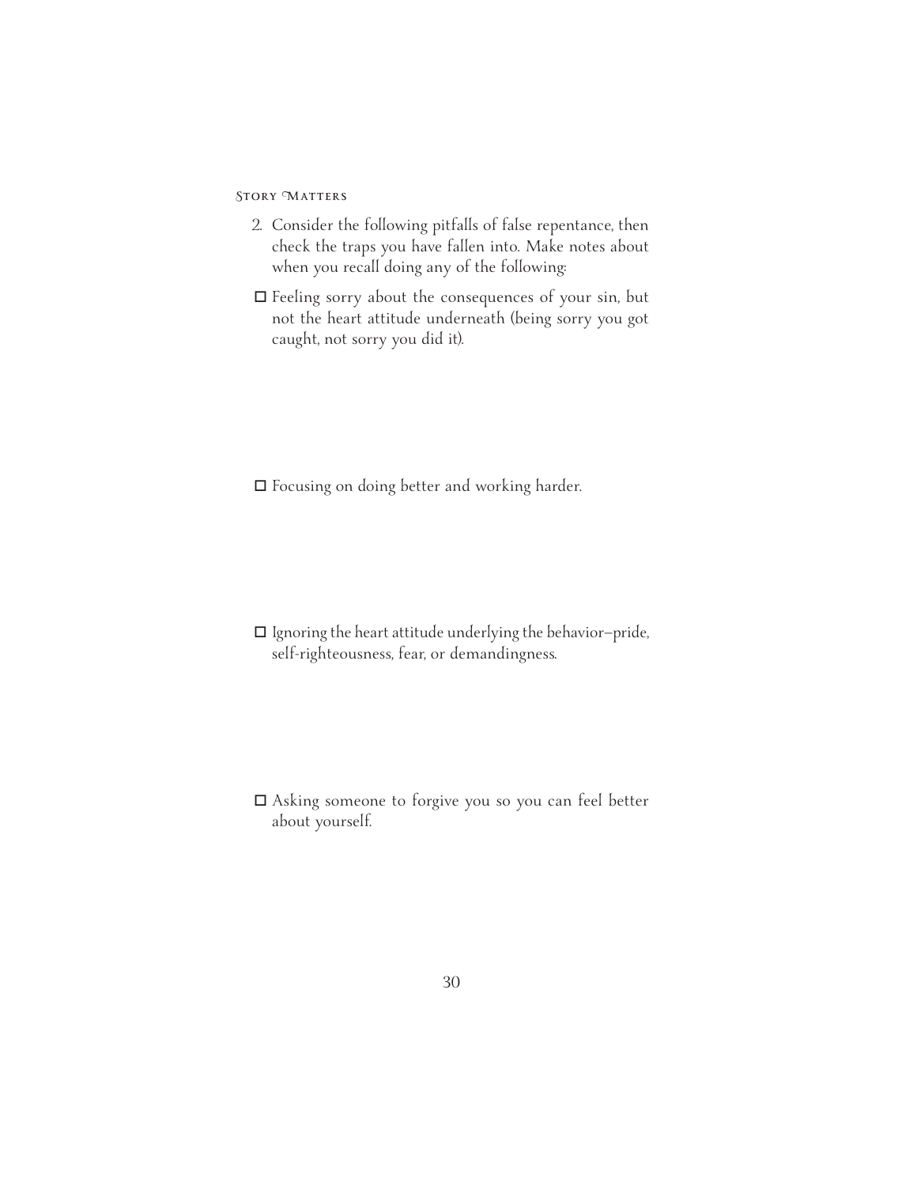2. Consider the following pitfalls of false repentance, then check the traps you have fallen into. Make notes about when you recall doing any of the following:

- ☐ Feeling sorry about the consequences of your sin, but not the heart attitude underneath (being sorry you got caught, not sorry you did it).

- ☐ Focusing on doing better and working harder.

- ☐ Ignoring the heart attitude underlying the behavior—pride, self-righteousness, fear, or demandingness.

- ☐ Asking someone to forgive you so you can feel better about yourself.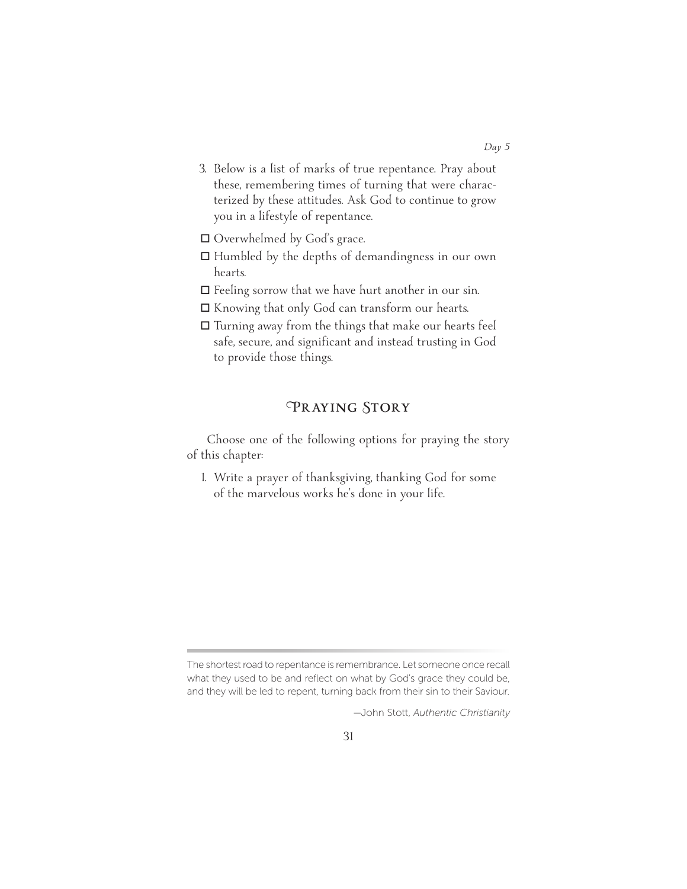3. Below is a list of marks of true repentance. Pray about these, remembering times of turning that were characterized by these attitudes. Ask God to continue to grow you in a lifestyle of repentance.

- ☐ Overwhelmed by God's grace.
- ☐ Humbled by the depths of demandingness in our own hearts.
- ☐ Feeling sorrow that we have hurt another in our sin.
- ☐ Knowing that only God can transform our hearts.
- ☐ Turning away from the things that make our hearts feel safe, secure, and significant and instead trusting in God to provide those things.

## Praying Story

Choose one of the following options for praying the story of this chapter:

1. Write a prayer of thanksgiving, thanking God for some of the marvelous works he's done in your life.

---

The shortest road to repentance is remembrance. Let someone once recall what they used to be and reflect on what by God's grace they could be, and they will be led to repent, turning back from their sin to their Saviour.

—John Stott, *Authentic Christianity*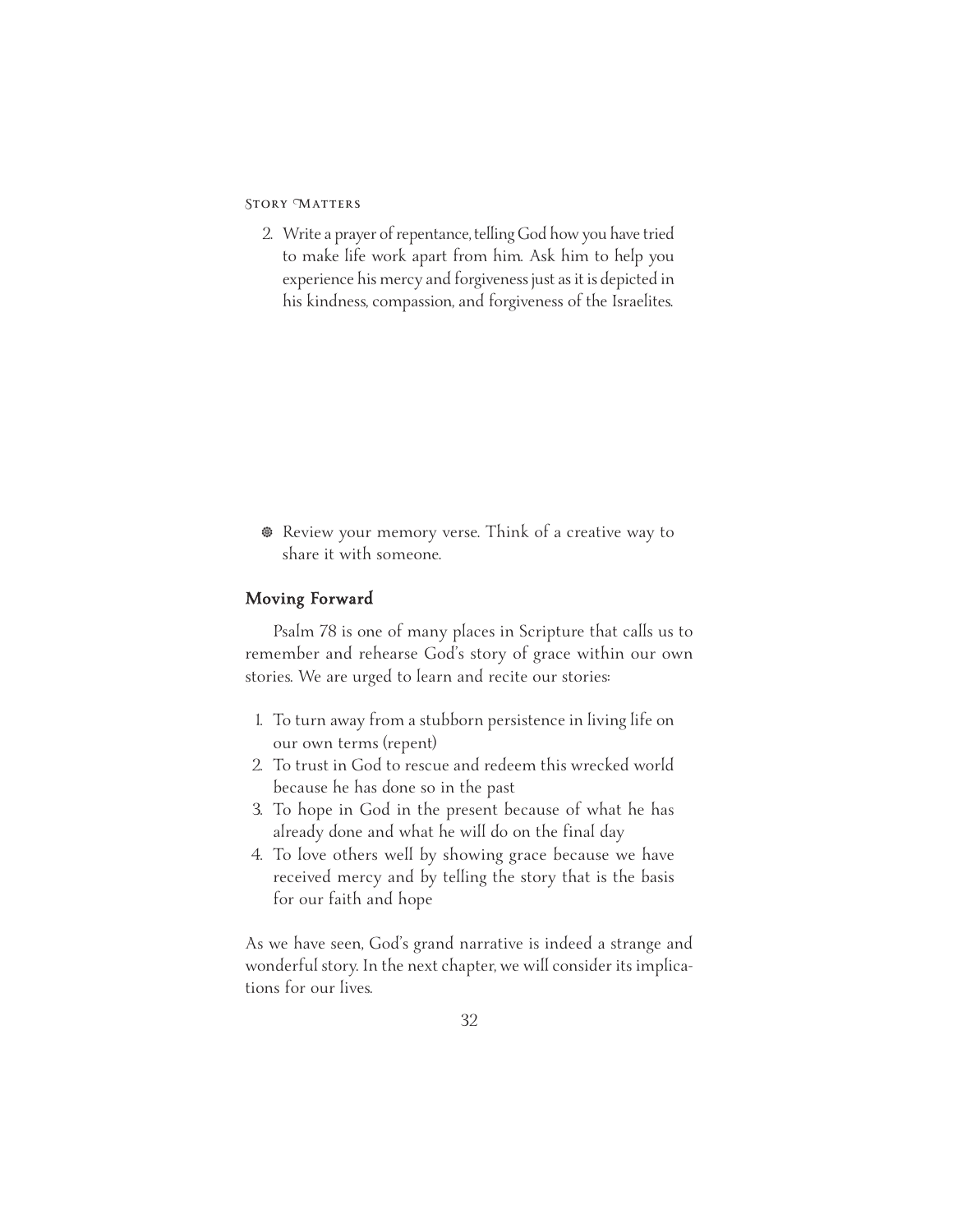2. Write a prayer of repentance, telling God how you have tried to make life work apart from him. Ask him to help you experience his mercy and forgiveness just as it is depicted in his kindness, compassion, and forgiveness of the Israelites.

- Review your memory verse. Think of a creative way to share it with someone.

## Moving Forward

Psalm 78 is one of many places in Scripture that calls us to remember and rehearse God's story of grace within our own stories. We are urged to learn and recite our stories:

1. To turn away from a stubborn persistence in living life on our own terms (repent)
2. To trust in God to rescue and redeem this wrecked world because he has done so in the past
3. To hope in God in the present because of what he has already done and what he will do on the final day
4. To love others well by showing grace because we have received mercy and by telling the story that is the basis for our faith and hope

As we have seen, God's grand narrative is indeed a strange and wonderful story. In the next chapter, we will consider its implications for our lives.